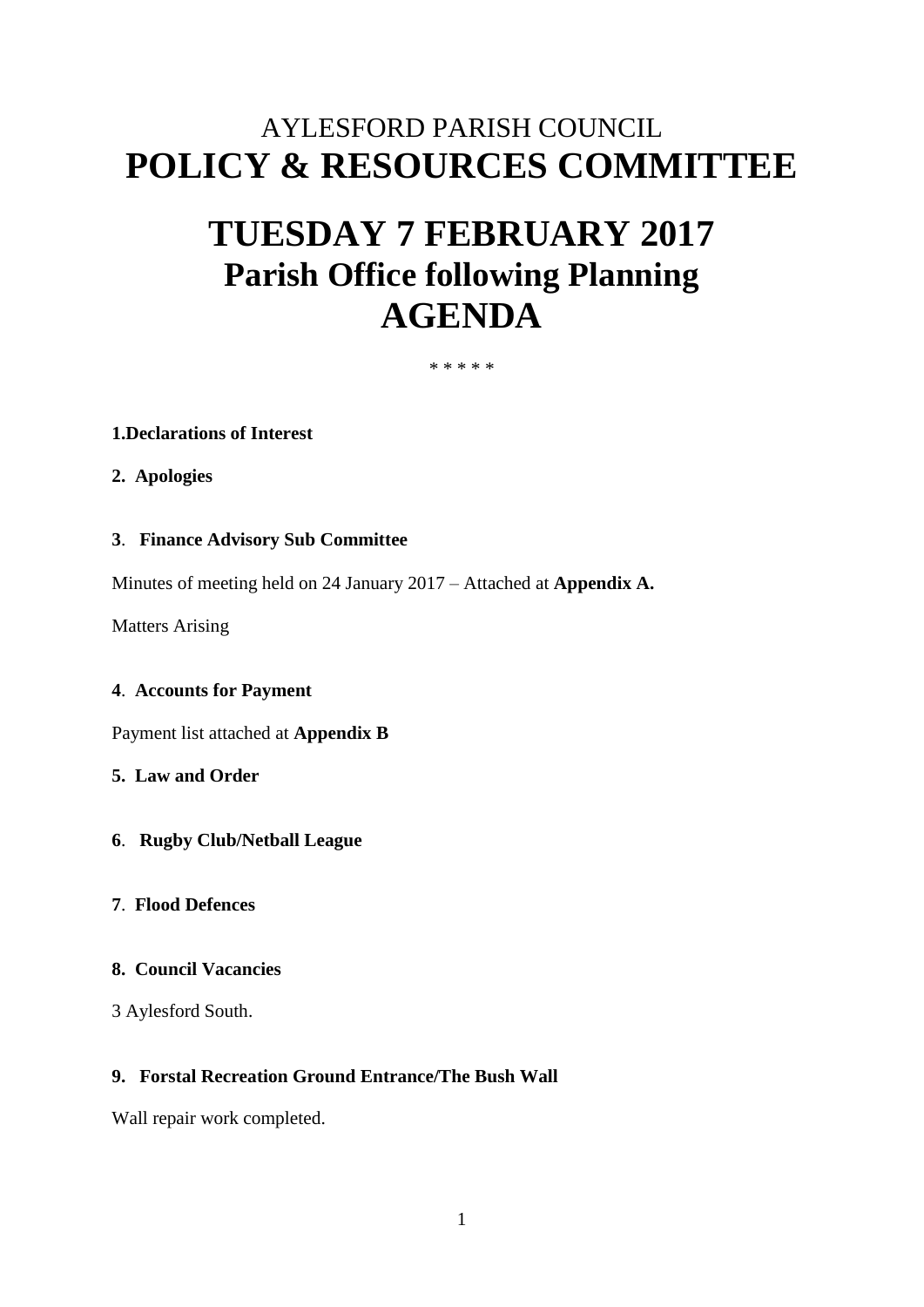AYLESFORD PARISH COUNCIL

# POLICY & RESOURCES COMMITTEE

# TUESDAY 7 FEBRUARY 2017
## Parish Office following Planning
## AGENDA

\* \* \* \* \*

**1.Declarations of Interest**

**2. Apologies**

**3. Finance Advisory Sub Committee**

Minutes of meeting held on 24 January 2017 – Attached at **Appendix A.**

Matters Arising

**4. Accounts for Payment**

Payment list attached at **Appendix B**

**5. Law and Order**

**6. Rugby Club/Netball League**

**7. Flood Defences**

**8. Council Vacancies**

3 Aylesford South.

**9. Forstal Recreation Ground Entrance/The Bush Wall**

Wall repair work completed.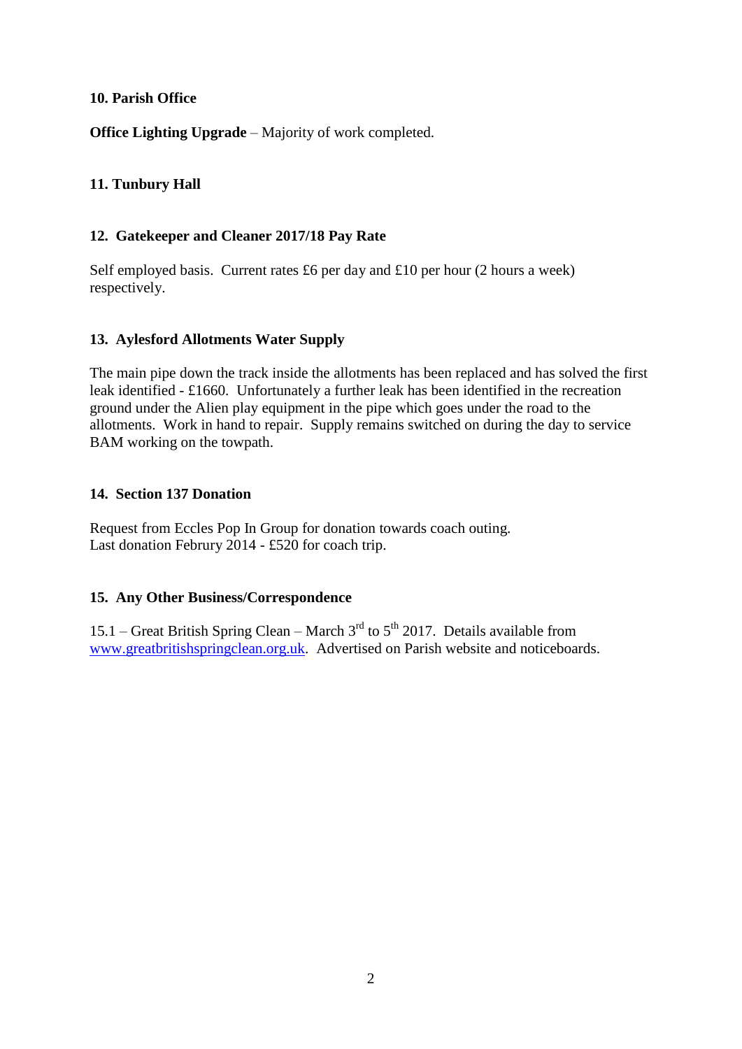**10. Parish Office**

**Office Lighting Upgrade** – Majority of work completed.

**11. Tunbury Hall**

**12. Gatekeeper and Cleaner 2017/18 Pay Rate**

Self employed basis. Current rates £6 per day and £10 per hour (2 hours a week) respectively.

**13. Aylesford Allotments Water Supply**

The main pipe down the track inside the allotments has been replaced and has solved the first leak identified - £1660. Unfortunately a further leak has been identified in the recreation ground under the Alien play equipment in the pipe which goes under the road to the allotments. Work in hand to repair. Supply remains switched on during the day to service BAM working on the towpath.

**14. Section 137 Donation**

Request from Eccles Pop In Group for donation towards coach outing.
Last donation Februry 2014 - £520 for coach trip.

**15. Any Other Business/Correspondence**

15.1 – Great British Spring Clean – March 3rd to 5th 2017. Details available from www.greatbritishspringclean.org.uk. Advertised on Parish website and noticeboards.